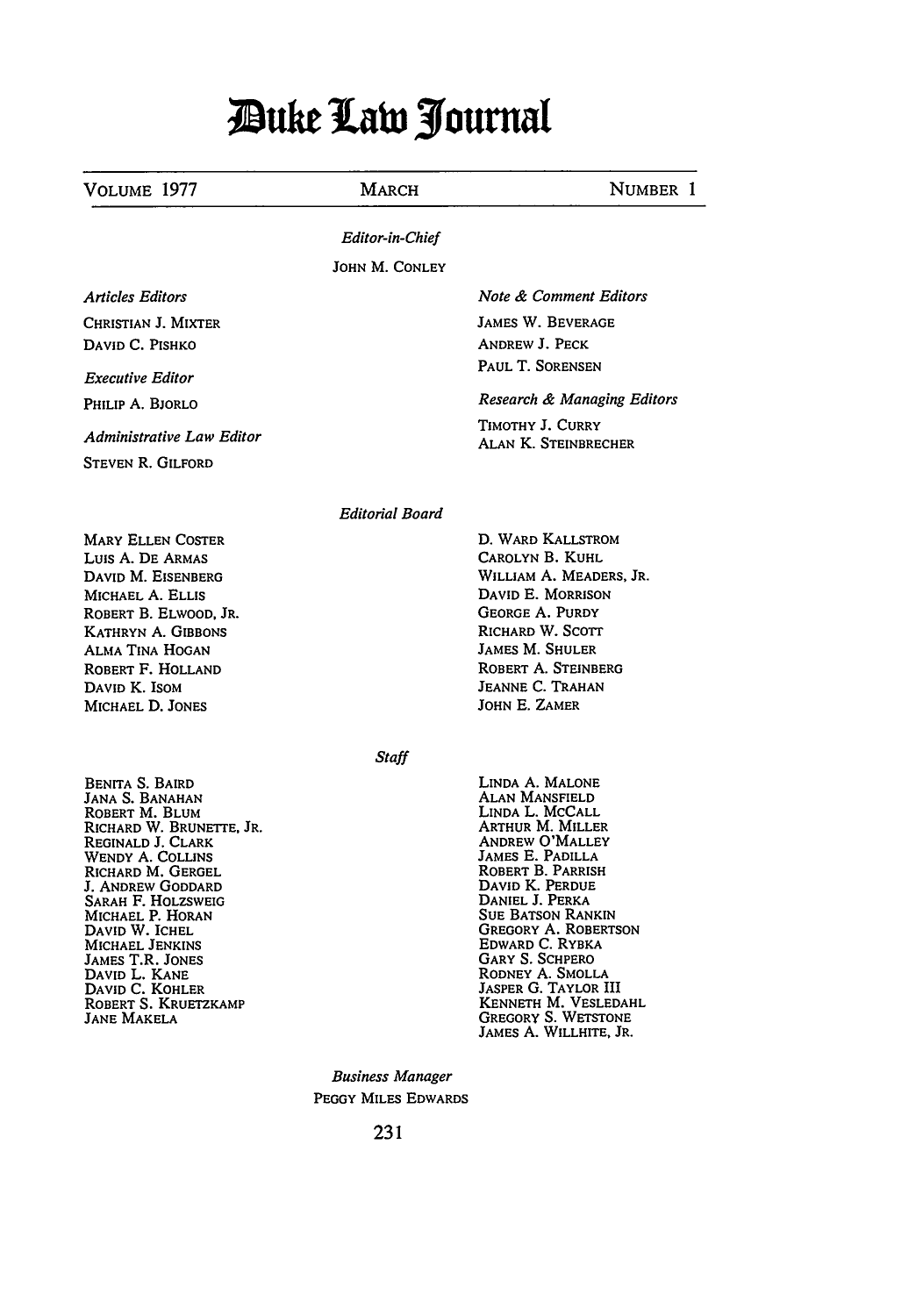# Duke Law Journal

VOLUME 1977 | MARCH | NUMBER 1

*Editor-in-Chief*

JOHN M. CONLEY

*Articles Editors*

CHRISTIAN J. MIXTER
DAVID C. PISHKO

*Executive Editor*

PHILIP A. BJORLO

*Administrative Law Editor*

STEVEN R. GILFORD

*Note & Comment Editors*

JAMES W. BEVERAGE
ANDREW J. PECK
PAUL T. SORENSEN

*Research & Managing Editors*

TIMOTHY J. CURRY
ALAN K. STEINBRECHER

*Editorial Board*

MARY ELLEN COSTER
LUIS A. DE ARMAS
DAVID M. EISENBERG
MICHAEL A. ELLIS
ROBERT B. ELWOOD, JR.
KATHRYN A. GIBBONS
ALMA TINA HOGAN
ROBERT F. HOLLAND
DAVID K. ISOM
MICHAEL D. JONES
D. WARD KALLSTROM
CAROLYN B. KUHL
WILLIAM A. MEADERS, JR.
DAVID E. MORRISON
GEORGE A. PURDY
RICHARD W. SCOTT
JAMES M. SHULER
ROBERT A. STEINBERG
JEANNE C. TRAHAN
JOHN E. ZAMER

*Staff*

BENITA S. BAIRD
JANA S. BANAHAN
ROBERT M. BLUM
RICHARD W. BRUNETTE, JR.
REGINALD J. CLARK
WENDY A. COLLINS
RICHARD M. GERGEL
J. ANDREW GODDARD
SARAH F. HOLZSWEIG
MICHAEL P. HORAN
DAVID W. ICHEL
MICHAEL JENKINS
JAMES T.R. JONES
DAVID L. KANE
DAVID C. KOHLER
ROBERT S. KRUETZKAMP
JANE MAKELA
LINDA A. MALONE
ALAN MANSFIELD
LINDA L. MCCALL
ARTHUR M. MILLER
ANDREW O'MALLEY
JAMES E. PADILLA
ROBERT B. PARRISH
DAVID K. PERDUE
DANIEL J. PERKA
SUE BATSON RANKIN
GREGORY A. ROBERTSON
EDWARD C. RYBKA
GARY S. SCHPERO
RODNEY A. SMOLLA
JASPER G. TAYLOR III
KENNETH M. VESLEDAHL
GREGORY S. WETSTONE
JAMES A. WILLHITE, JR.

*Business Manager*

PEGGY MILES EDWARDS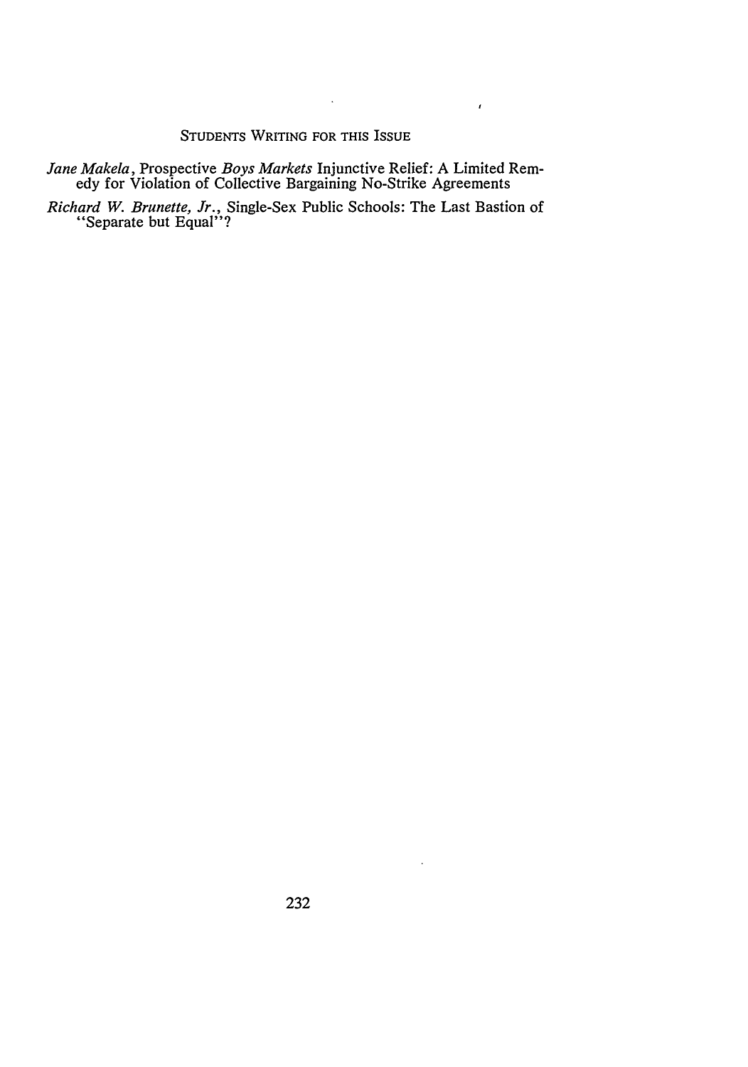## STUDENTS WRITING FOR THIS ISSUE

*Jane Makela*, Prospective *Boys Markets* Injunctive Relief: A Limited Remedy for Violation of Collective Bargaining No-Strike Agreements

*Richard W. Brunette, Jr.*, Single-Sex Public Schools: The Last Bastion of "Separate but Equal"?